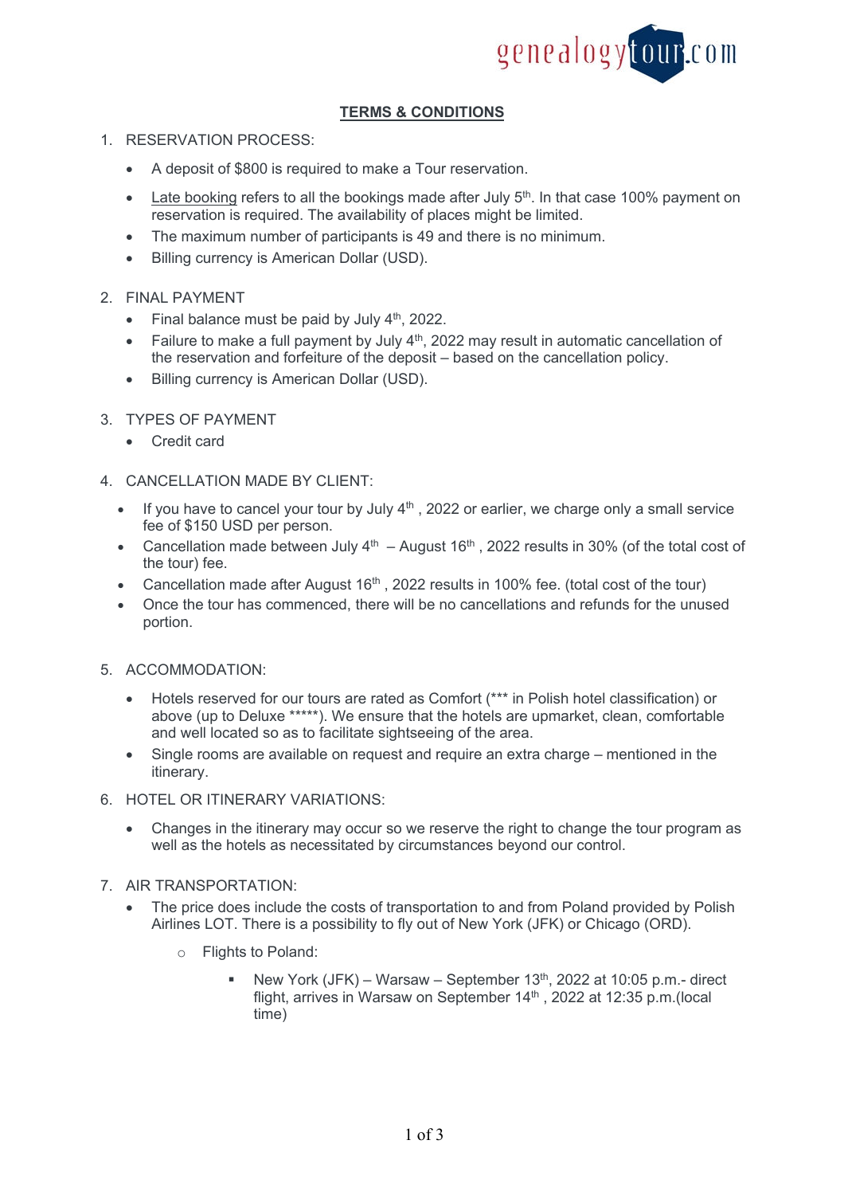genealogytour.com

## TERMS & CONDITIONS

1. RESERVATION PROCESS:
   - A deposit of $800 is required to make a Tour reservation.
   - Late booking refers to all the bookings made after July 5th. In that case 100% payment on reservation is required. The availability of places might be limited.
   - The maximum number of participants is 49 and there is no minimum.
   - Billing currency is American Dollar (USD).

2. FINAL PAYMENT
   - Final balance must be paid by July 4th, 2022.
   - Failure to make a full payment by July 4th, 2022 may result in automatic cancellation of the reservation and forfeiture of the deposit – based on the cancellation policy.
   - Billing currency is American Dollar (USD).

3. TYPES OF PAYMENT
   - Credit card

4. CANCELLATION MADE BY CLIENT:
   - If you have to cancel your tour by July 4th , 2022 or earlier, we charge only a small service fee of $150 USD per person.
   - Cancellation made between July 4th – August 16th , 2022 results in 30% (of the total cost of the tour) fee.
   - Cancellation made after August 16th , 2022 results in 100% fee. (total cost of the tour)
   - Once the tour has commenced, there will be no cancellations and refunds for the unused portion.

5. ACCOMMODATION:
   - Hotels reserved for our tours are rated as Comfort (*** in Polish hotel classification) or above (up to Deluxe *****). We ensure that the hotels are upmarket, clean, comfortable and well located so as to facilitate sightseeing of the area.
   - Single rooms are available on request and require an extra charge – mentioned in the itinerary.

6. HOTEL OR ITINERARY VARIATIONS:
   - Changes in the itinerary may occur so we reserve the right to change the tour program as well as the hotels as necessitated by circumstances beyond our control.

7. AIR TRANSPORTATION:
   - The price does include the costs of transportation to and from Poland provided by Polish Airlines LOT. There is a possibility to fly out of New York (JFK) or Chicago (ORD).
     - Flights to Poland:
       - New York (JFK) – Warsaw – September 13th, 2022 at 10:05 p.m.- direct flight, arrives in Warsaw on September 14th , 2022 at 12:35 p.m.(local time)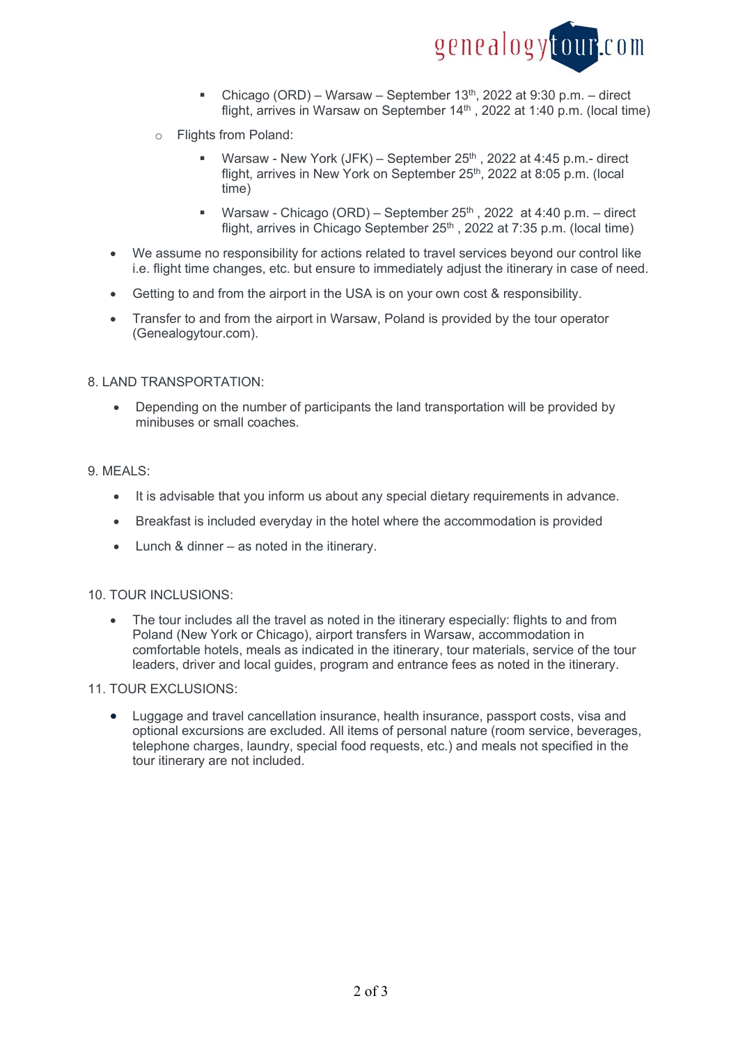- Chicago (ORD) – Warsaw – September 13th, 2022 at 9:30 p.m. – direct flight, arrives in Warsaw on September 14th , 2022 at 1:40 p.m. (local time)
    - Flights from Poland:
        - Warsaw - New York (JFK) – September 25th , 2022 at 4:45 p.m.- direct flight, arrives in New York on September 25th, 2022 at 8:05 p.m. (local time)
        - Warsaw - Chicago (ORD) – September 25th , 2022 at 4:40 p.m. – direct flight, arrives in Chicago September 25th , 2022 at 7:35 p.m. (local time)
- We assume no responsibility for actions related to travel services beyond our control like i.e. flight time changes, etc. but ensure to immediately adjust the itinerary in case of need.
- Getting to and from the airport in the USA is on your own cost & responsibility.
- Transfer to and from the airport in Warsaw, Poland is provided by the tour operator (Genealogytour.com).

8. LAND TRANSPORTATION:

- Depending on the number of participants the land transportation will be provided by minibuses or small coaches.

9. MEALS:

- It is advisable that you inform us about any special dietary requirements in advance.
- Breakfast is included everyday in the hotel where the accommodation is provided
- Lunch & dinner – as noted in the itinerary.

10. TOUR INCLUSIONS:

- The tour includes all the travel as noted in the itinerary especially: flights to and from Poland (New York or Chicago), airport transfers in Warsaw, accommodation in comfortable hotels, meals as indicated in the itinerary, tour materials, service of the tour leaders, driver and local guides, program and entrance fees as noted in the itinerary.

11. TOUR EXCLUSIONS:

- Luggage and travel cancellation insurance, health insurance, passport costs, visa and optional excursions are excluded. All items of personal nature (room service, beverages, telephone charges, laundry, special food requests, etc.) and meals not specified in the tour itinerary are not included.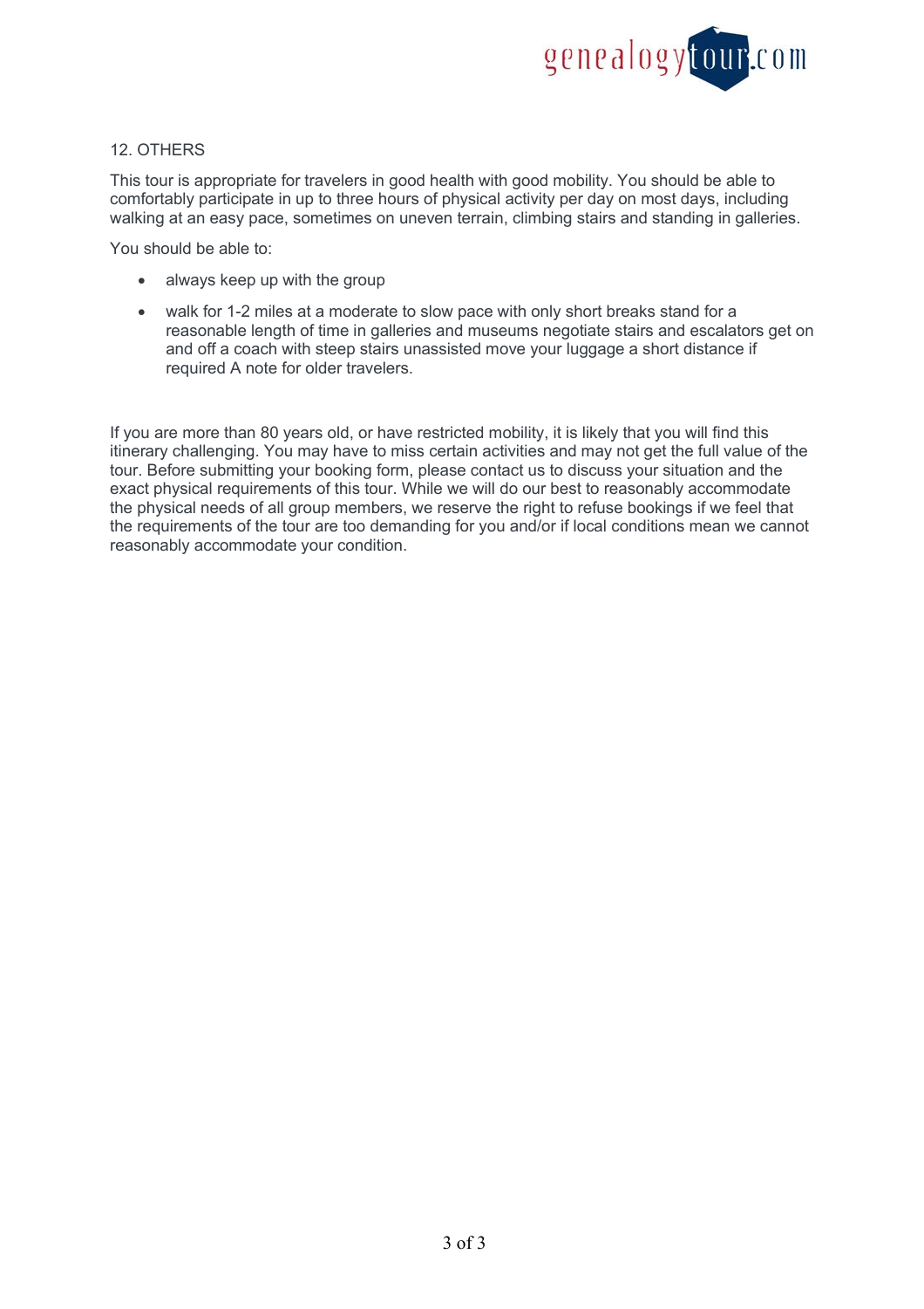## 12. OTHERS

This tour is appropriate for travelers in good health with good mobility. You should be able to comfortably participate in up to three hours of physical activity per day on most days, including walking at an easy pace, sometimes on uneven terrain, climbing stairs and standing in galleries.

You should be able to:

- always keep up with the group
- walk for 1-2 miles at a moderate to slow pace with only short breaks stand for a reasonable length of time in galleries and museums negotiate stairs and escalators get on and off a coach with steep stairs unassisted move your luggage a short distance if required A note for older travelers.

If you are more than 80 years old, or have restricted mobility, it is likely that you will find this itinerary challenging. You may have to miss certain activities and may not get the full value of the tour. Before submitting your booking form, please contact us to discuss your situation and the exact physical requirements of this tour. While we will do our best to reasonably accommodate the physical needs of all group members, we reserve the right to refuse bookings if we feel that the requirements of the tour are too demanding for you and/or if local conditions mean we cannot reasonably accommodate your condition.